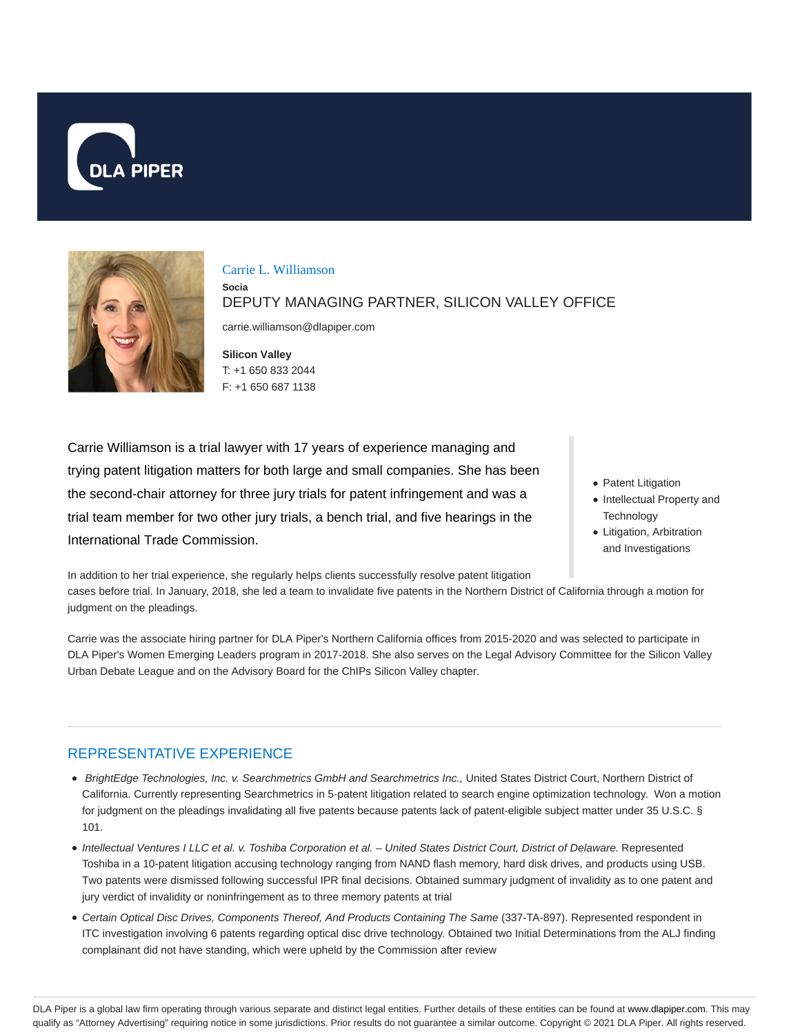DLA PIPER

# Carrie L. Williamson

**Socia**

DEPUTY MANAGING PARTNER, SILICON VALLEY OFFICE

carrie.williamson@dlapiper.com

**Silicon Valley**

T: +1 650 833 2044

F: +1 650 687 1138

Carrie Williamson is a trial lawyer with 17 years of experience managing and trying patent litigation matters for both large and small companies. She has been the second-chair attorney for three jury trials for patent infringement and was a trial team member for two other jury trials, a bench trial, and five hearings in the International Trade Commission.

- Patent Litigation
- Intellectual Property and Technology
- Litigation, Arbitration and Investigations

In addition to her trial experience, she regularly helps clients successfully resolve patent litigation cases before trial. In January, 2018, she led a team to invalidate five patents in the Northern District of California through a motion for judgment on the pleadings.

Carrie was the associate hiring partner for DLA Piper's Northern California offices from 2015-2020 and was selected to participate in DLA Piper's Women Emerging Leaders program in 2017-2018. She also serves on the Legal Advisory Committee for the Silicon Valley Urban Debate League and on the Advisory Board for the ChIPs Silicon Valley chapter.

## REPRESENTATIVE EXPERIENCE

- *BrightEdge Technologies, Inc. v. Searchmetrics GmbH and Searchmetrics Inc.,* United States District Court, Northern District of California. Currently representing Searchmetrics in 5-patent litigation related to search engine optimization technology. Won a motion for judgment on the pleadings invalidating all five patents because patents lack of patent-eligible subject matter under 35 U.S.C. § 101.
- *Intellectual Ventures I LLC et al. v. Toshiba Corporation et al. – United States District Court, District of Delaware.* Represented Toshiba in a 10-patent litigation accusing technology ranging from NAND flash memory, hard disk drives, and products using USB. Two patents were dismissed following successful IPR final decisions. Obtained summary judgment of invalidity as to one patent and jury verdict of invalidity or noninfringement as to three memory patents at trial
- *Certain Optical Disc Drives, Components Thereof, And Products Containing The Same* (337-TA-897). Represented respondent in ITC investigation involving 6 patents regarding optical disc drive technology. Obtained two Initial Determinations from the ALJ finding complainant did not have standing, which were upheld by the Commission after review

DLA Piper is a global law firm operating through various separate and distinct legal entities. Further details of these entities can be found at www.dlapiper.com. This may qualify as "Attorney Advertising" requiring notice in some jurisdictions. Prior results do not guarantee a similar outcome. Copyright © 2021 DLA Piper. All rights reserved.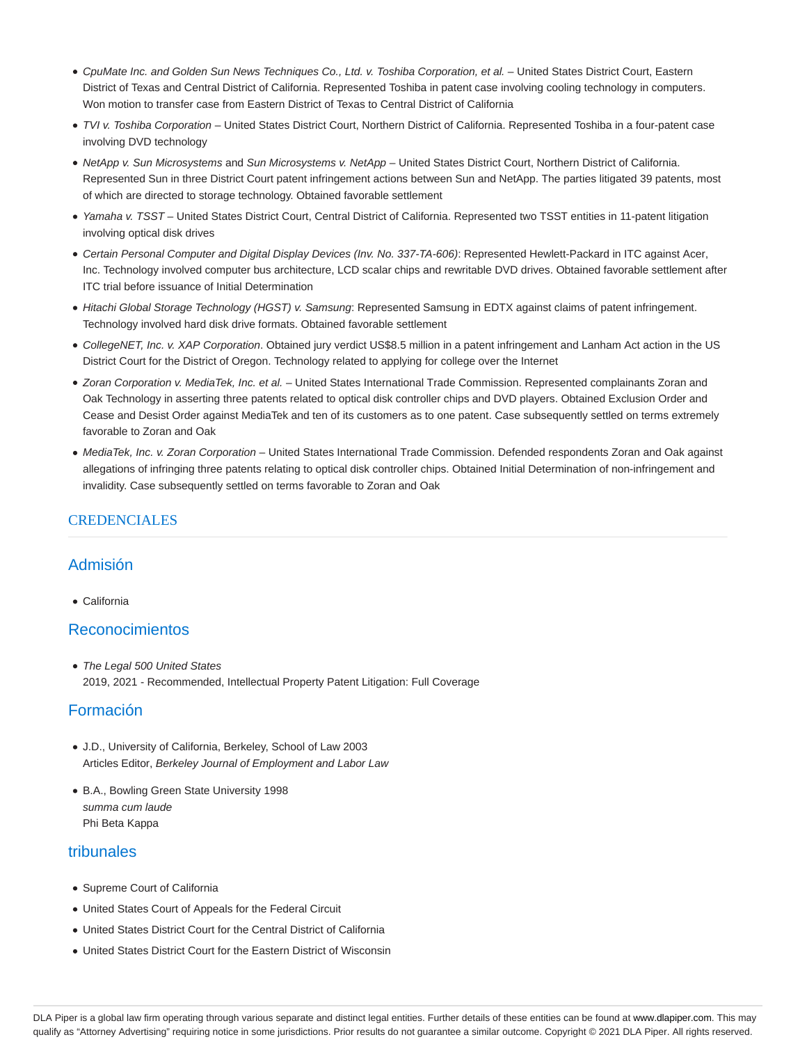- *CpuMate Inc. and Golden Sun News Techniques Co., Ltd. v. Toshiba Corporation, et al.* – United States District Court, Eastern District of Texas and Central District of California. Represented Toshiba in patent case involving cooling technology in computers. Won motion to transfer case from Eastern District of Texas to Central District of California
- *TVI v. Toshiba Corporation* – United States District Court, Northern District of California. Represented Toshiba in a four-patent case involving DVD technology
- *NetApp v. Sun Microsystems* and *Sun Microsystems v. NetApp* – United States District Court, Northern District of California. Represented Sun in three District Court patent infringement actions between Sun and NetApp. The parties litigated 39 patents, most of which are directed to storage technology. Obtained favorable settlement
- *Yamaha v. TSST* – United States District Court, Central District of California. Represented two TSST entities in 11-patent litigation involving optical disk drives
- *Certain Personal Computer and Digital Display Devices (Inv. No. 337-TA-606)*: Represented Hewlett-Packard in ITC against Acer, Inc. Technology involved computer bus architecture, LCD scalar chips and rewritable DVD drives. Obtained favorable settlement after ITC trial before issuance of Initial Determination
- *Hitachi Global Storage Technology (HGST) v. Samsung*: Represented Samsung in EDTX against claims of patent infringement. Technology involved hard disk drive formats. Obtained favorable settlement
- *CollegeNET, Inc. v. XAP Corporation*. Obtained jury verdict US$8.5 million in a patent infringement and Lanham Act action in the US District Court for the District of Oregon. Technology related to applying for college over the Internet
- *Zoran Corporation v. MediaTek, Inc. et al.* – United States International Trade Commission. Represented complainants Zoran and Oak Technology in asserting three patents related to optical disk controller chips and DVD players. Obtained Exclusion Order and Cease and Desist Order against MediaTek and ten of its customers as to one patent. Case subsequently settled on terms extremely favorable to Zoran and Oak
- *MediaTek, Inc. v. Zoran Corporation* – United States International Trade Commission. Defended respondents Zoran and Oak against allegations of infringing three patents relating to optical disk controller chips. Obtained Initial Determination of non-infringement and invalidity. Case subsequently settled on terms favorable to Zoran and Oak

## CREDENCIALES

### Admisión

- California

### Reconocimientos

- *The Legal 500 United States*
  2019, 2021 - Recommended, Intellectual Property Patent Litigation: Full Coverage

### Formación

- J.D., University of California, Berkeley, School of Law 2003
  Articles Editor, *Berkeley Journal of Employment and Labor Law*
- B.A., Bowling Green State University 1998
  *summa cum laude*
  Phi Beta Kappa

### tribunales

- Supreme Court of California
- United States Court of Appeals for the Federal Circuit
- United States District Court for the Central District of California
- United States District Court for the Eastern District of Wisconsin

DLA Piper is a global law firm operating through various separate and distinct legal entities. Further details of these entities can be found at www.dlapiper.com. This may qualify as "Attorney Advertising" requiring notice in some jurisdictions. Prior results do not guarantee a similar outcome. Copyright © 2021 DLA Piper. All rights reserved.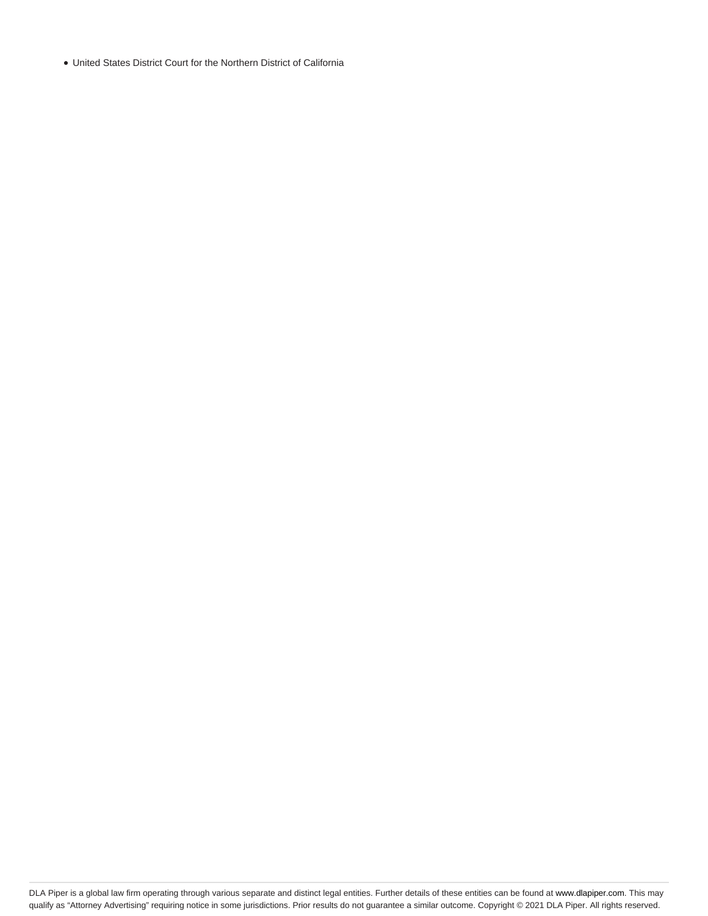- United States District Court for the Northern District of California